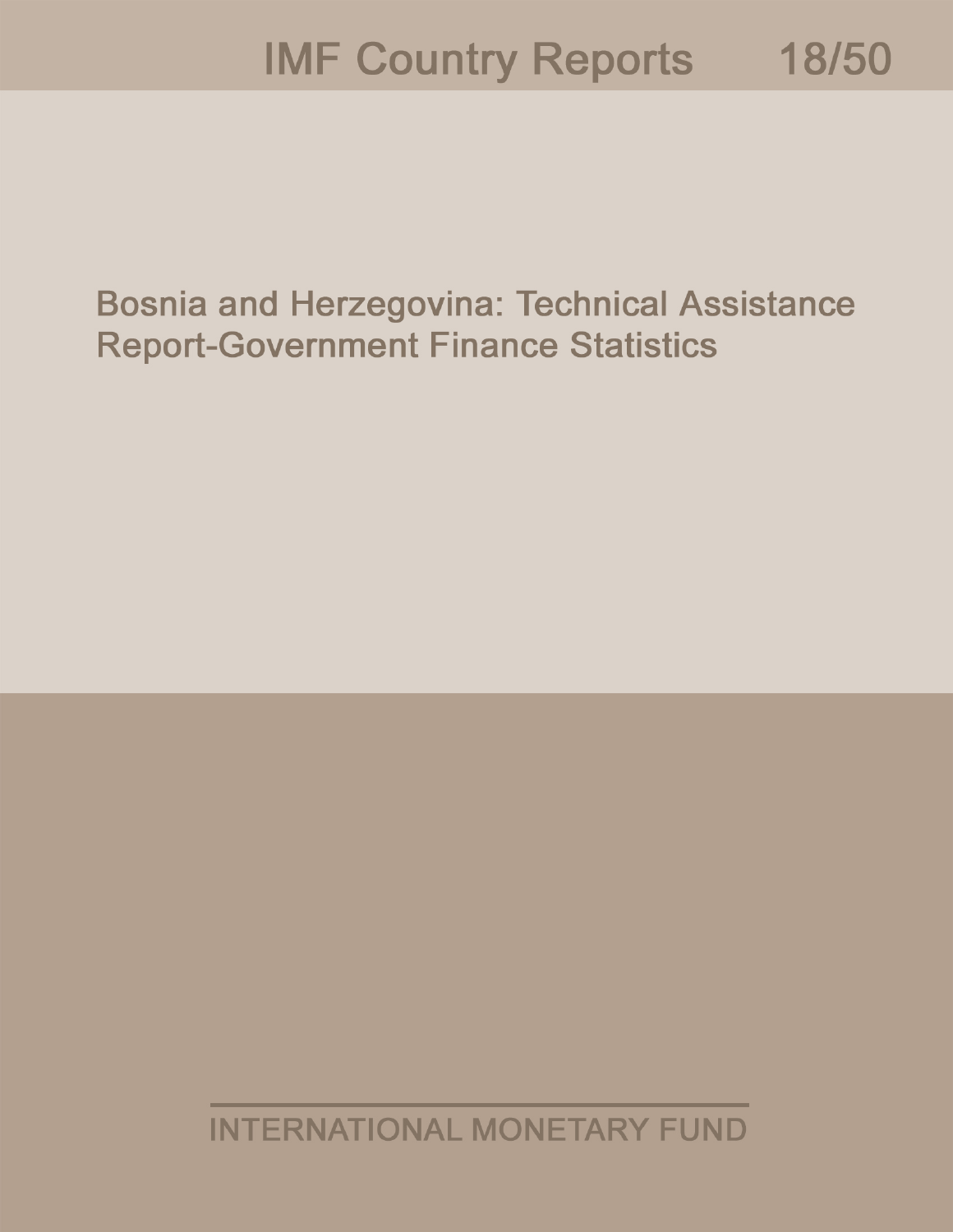IMF Country Reports 18/50

# Bosnia and Herzegovina: Technical Assistance Report-Government Finance Statistics

INTERNATIONAL MONETARY FUND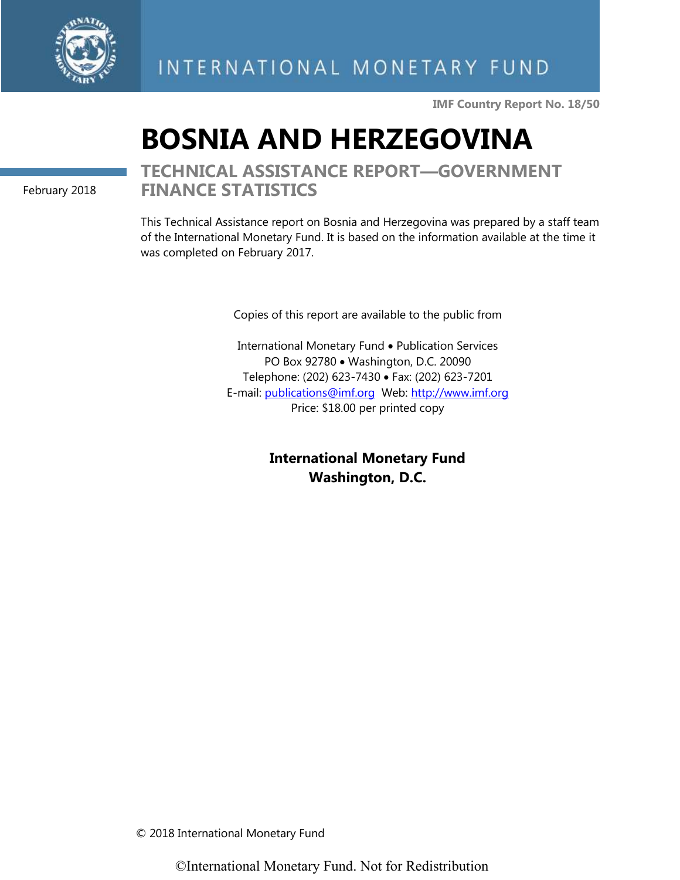INTERNATIONAL MONETARY FUND

IMF Country Report No. 18/50

# BOSNIA AND HERZEGOVINA

## TECHNICAL ASSISTANCE REPORT—GOVERNMENT FINANCE STATISTICS

February 2018

This Technical Assistance report on Bosnia and Herzegovina was prepared by a staff team of the International Monetary Fund. It is based on the information available at the time it was completed on February 2017.

Copies of this report are available to the public from

International Monetary Fund • Publication Services
PO Box 92780 • Washington, D.C. 20090
Telephone: (202) 623-7430 • Fax: (202) 623-7201
E-mail: publications@imf.org Web: http://www.imf.org
Price: $18.00 per printed copy

**International Monetary Fund**
**Washington, D.C.**

© 2018 International Monetary Fund

©International Monetary Fund. Not for Redistribution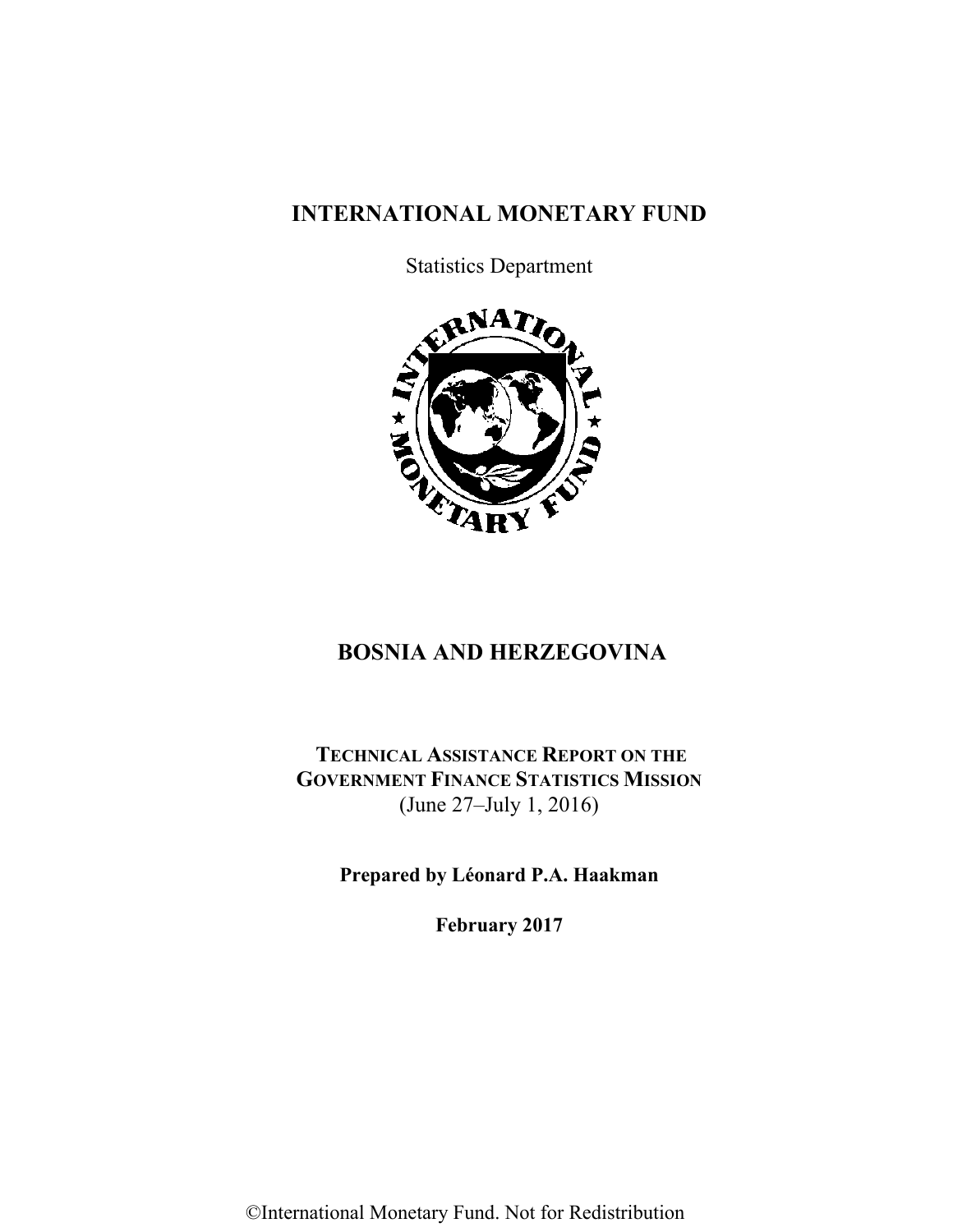# INTERNATIONAL MONETARY FUND

Statistics Department

# BOSNIA AND HERZEGOVINA

**TECHNICAL ASSISTANCE REPORT ON THE GOVERNMENT FINANCE STATISTICS MISSION**
(June 27–July 1, 2016)

**Prepared by Léonard P.A. Haakman**

**February 2017**

©International Monetary Fund. Not for Redistribution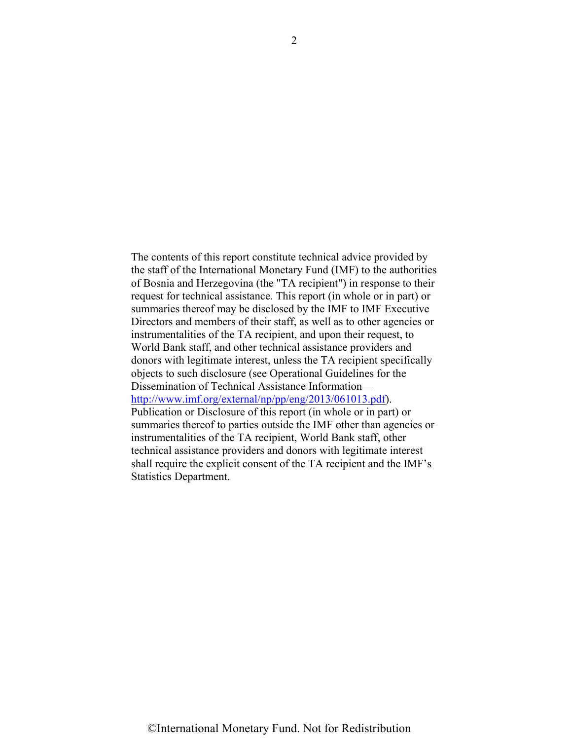The contents of this report constitute technical advice provided by the staff of the International Monetary Fund (IMF) to the authorities of Bosnia and Herzegovina (the "TA recipient") in response to their request for technical assistance. This report (in whole or in part) or summaries thereof may be disclosed by the IMF to IMF Executive Directors and members of their staff, as well as to other agencies or instrumentalities of the TA recipient, and upon their request, to World Bank staff, and other technical assistance providers and donors with legitimate interest, unless the TA recipient specifically objects to such disclosure (see Operational Guidelines for the Dissemination of Technical Assistance Information—http://www.imf.org/external/np/pp/eng/2013/061013.pdf). Publication or Disclosure of this report (in whole or in part) or summaries thereof to parties outside the IMF other than agencies or instrumentalities of the TA recipient, World Bank staff, other technical assistance providers and donors with legitimate interest shall require the explicit consent of the TA recipient and the IMF's Statistics Department.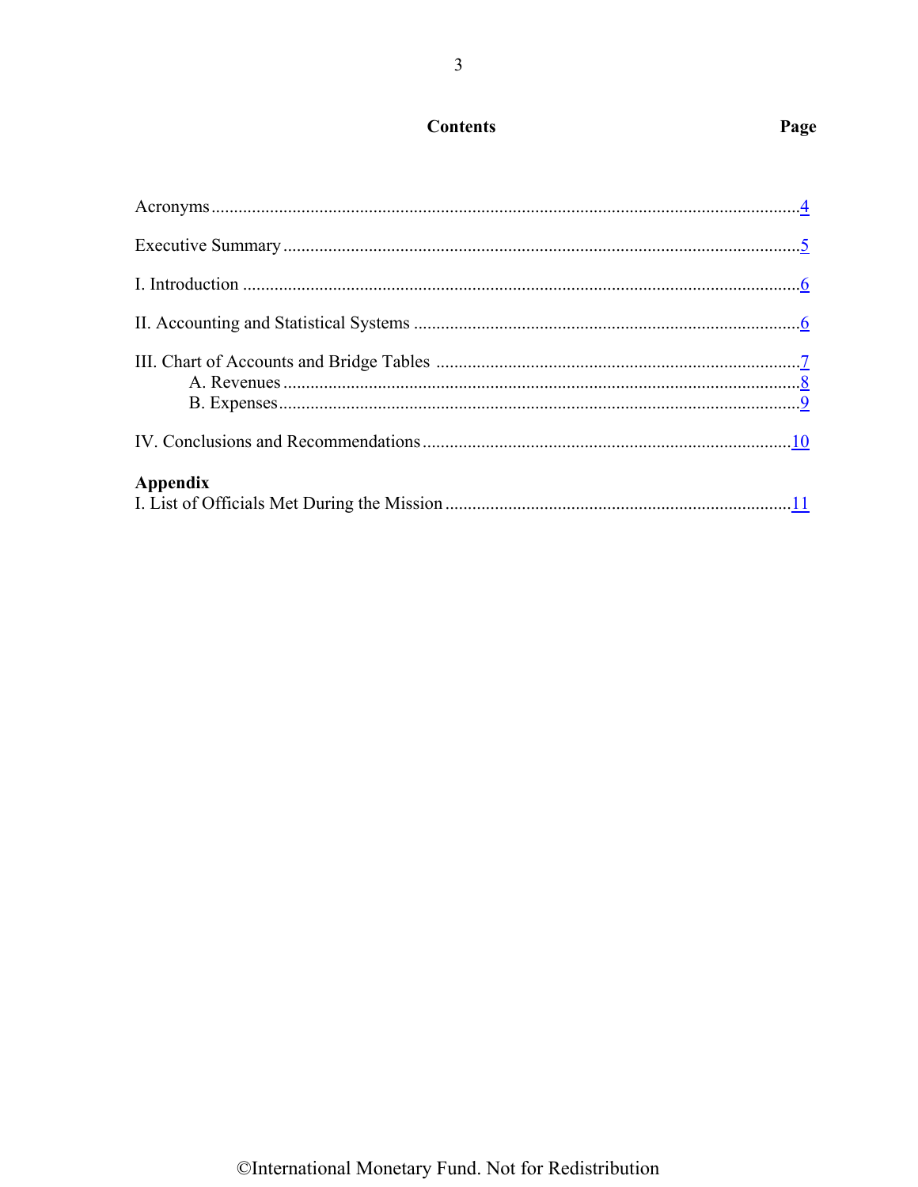## Contents

| | Page |
|---|---|
| Acronyms | 4 |
| Executive Summary | 5 |
| I. Introduction | 6 |
| II. Accounting and Statistical Systems | 6 |
| III. Chart of Accounts and Bridge Tables | 7 |
| A. Revenues | 8 |
| B. Expenses | 9 |
| IV. Conclusions and Recommendations | 10 |
| **Appendix** | |
| I. List of Officials Met During the Mission | 11 |

©International Monetary Fund. Not for Redistribution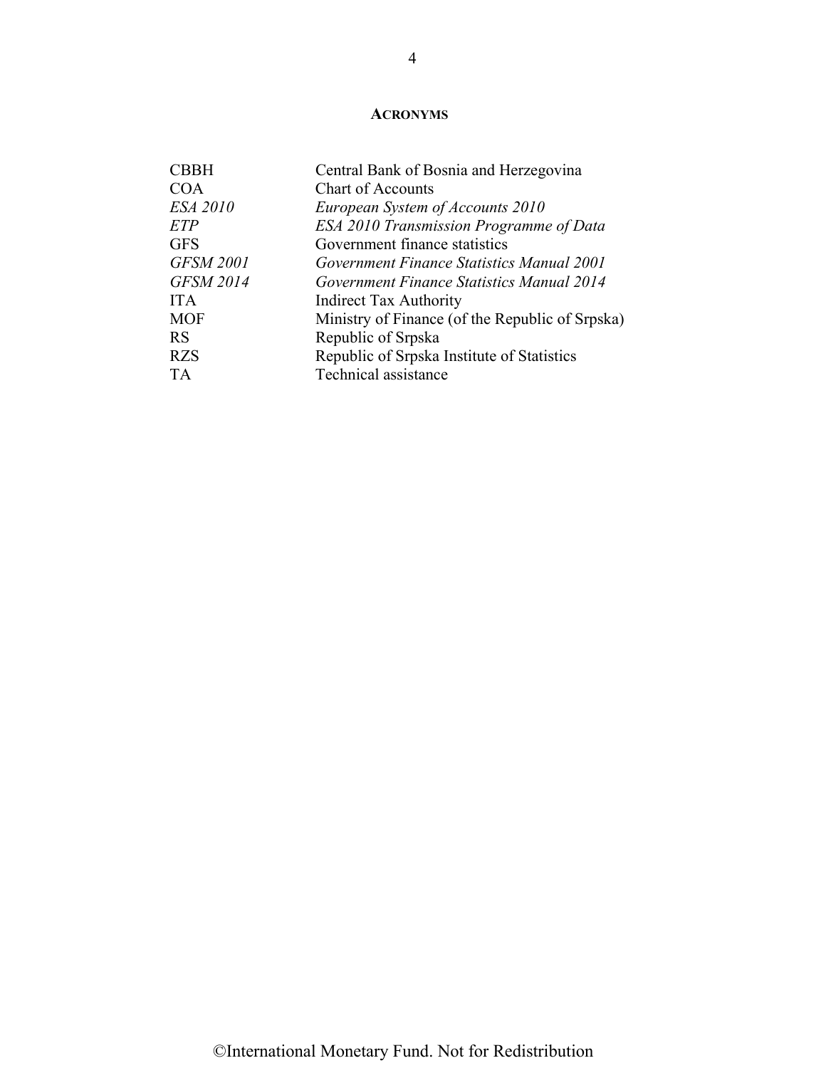## ACRONYMS

| | |
|---|---|
| CBBH | Central Bank of Bosnia and Herzegovina |
| COA | Chart of Accounts |
| *ESA 2010* | *European System of Accounts 2010* |
| *ETP* | *ESA 2010 Transmission Programme of Data* |
| GFS | Government finance statistics |
| *GFSM 2001* | *Government Finance Statistics Manual 2001* |
| *GFSM 2014* | *Government Finance Statistics Manual 2014* |
| ITA | Indirect Tax Authority |
| MOF | Ministry of Finance (of the Republic of Srpska) |
| RS | Republic of Srpska |
| RZS | Republic of Srpska Institute of Statistics |
| TA | Technical assistance |

©International Monetary Fund. Not for Redistribution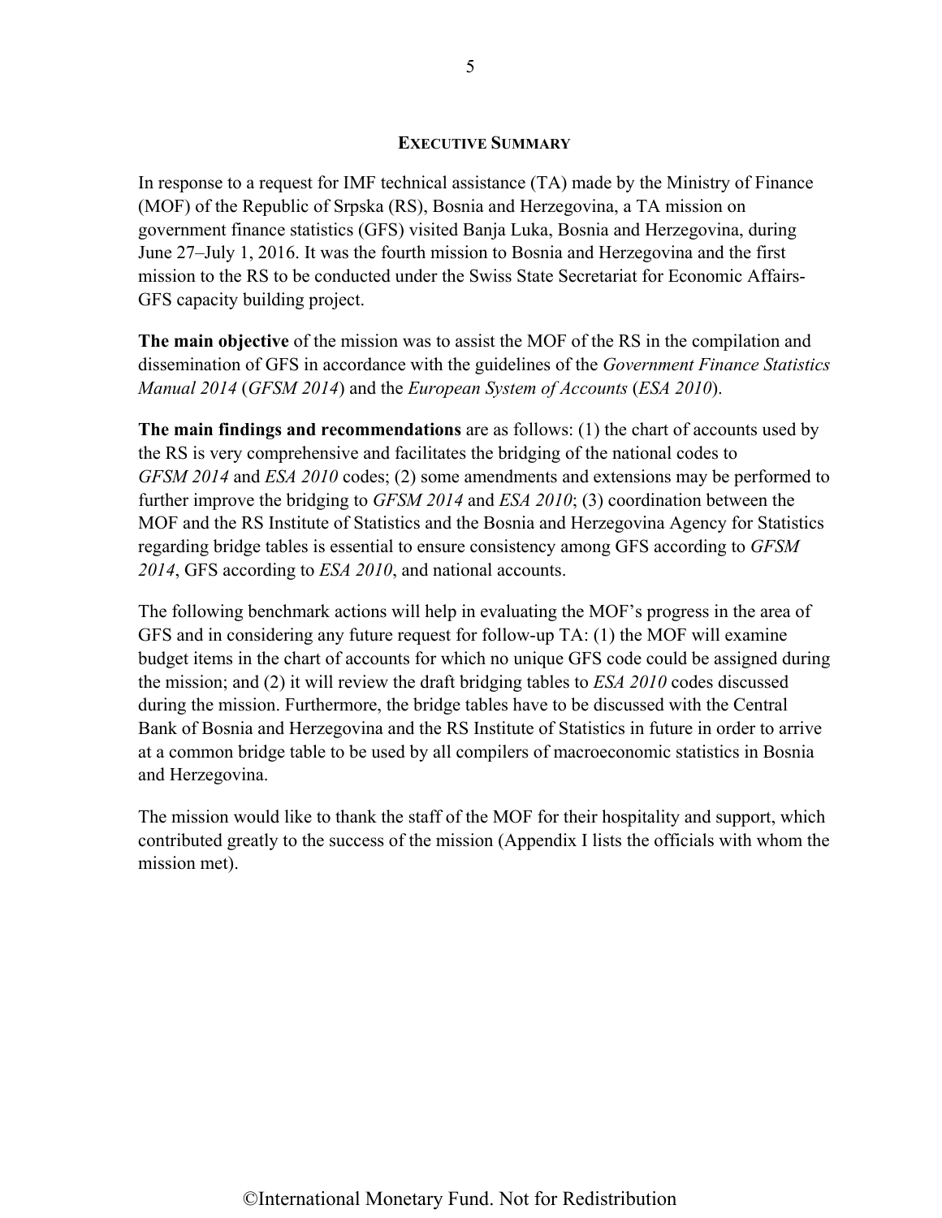## EXECUTIVE SUMMARY

In response to a request for IMF technical assistance (TA) made by the Ministry of Finance (MOF) of the Republic of Srpska (RS), Bosnia and Herzegovina, a TA mission on government finance statistics (GFS) visited Banja Luka, Bosnia and Herzegovina, during June 27–July 1, 2016. It was the fourth mission to Bosnia and Herzegovina and the first mission to the RS to be conducted under the Swiss State Secretariat for Economic Affairs-GFS capacity building project.

**The main objective** of the mission was to assist the MOF of the RS in the compilation and dissemination of GFS in accordance with the guidelines of the *Government Finance Statistics Manual 2014* (*GFSM 2014*) and the *European System of Accounts* (*ESA 2010*).

**The main findings and recommendations** are as follows: (1) the chart of accounts used by the RS is very comprehensive and facilitates the bridging of the national codes to *GFSM 2014* and *ESA 2010* codes; (2) some amendments and extensions may be performed to further improve the bridging to *GFSM 2014* and *ESA 2010*; (3) coordination between the MOF and the RS Institute of Statistics and the Bosnia and Herzegovina Agency for Statistics regarding bridge tables is essential to ensure consistency among GFS according to *GFSM 2014*, GFS according to *ESA 2010*, and national accounts.

The following benchmark actions will help in evaluating the MOF's progress in the area of GFS and in considering any future request for follow-up TA: (1) the MOF will examine budget items in the chart of accounts for which no unique GFS code could be assigned during the mission; and (2) it will review the draft bridging tables to *ESA 2010* codes discussed during the mission. Furthermore, the bridge tables have to be discussed with the Central Bank of Bosnia and Herzegovina and the RS Institute of Statistics in future in order to arrive at a common bridge table to be used by all compilers of macroeconomic statistics in Bosnia and Herzegovina.

The mission would like to thank the staff of the MOF for their hospitality and support, which contributed greatly to the success of the mission (Appendix I lists the officials with whom the mission met).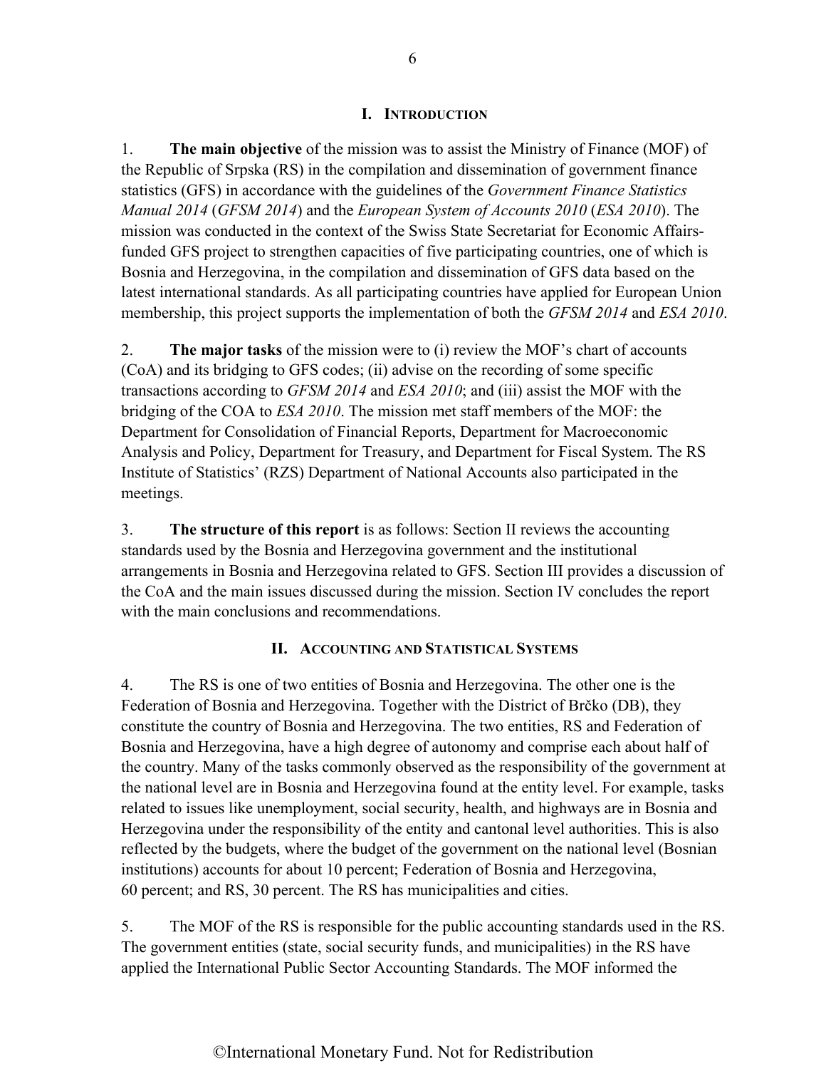## I. INTRODUCTION

1. **The main objective** of the mission was to assist the Ministry of Finance (MOF) of the Republic of Srpska (RS) in the compilation and dissemination of government finance statistics (GFS) in accordance with the guidelines of the *Government Finance Statistics Manual 2014* (*GFSM 2014*) and the *European System of Accounts 2010* (*ESA 2010*). The mission was conducted in the context of the Swiss State Secretariat for Economic Affairs-funded GFS project to strengthen capacities of five participating countries, one of which is Bosnia and Herzegovina, in the compilation and dissemination of GFS data based on the latest international standards. As all participating countries have applied for European Union membership, this project supports the implementation of both the *GFSM 2014* and *ESA 2010*.

2. **The major tasks** of the mission were to (i) review the MOF's chart of accounts (CoA) and its bridging to GFS codes; (ii) advise on the recording of some specific transactions according to *GFSM 2014* and *ESA 2010*; and (iii) assist the MOF with the bridging of the COA to *ESA 2010*. The mission met staff members of the MOF: the Department for Consolidation of Financial Reports, Department for Macroeconomic Analysis and Policy, Department for Treasury, and Department for Fiscal System. The RS Institute of Statistics' (RZS) Department of National Accounts also participated in the meetings.

3. **The structure of this report** is as follows: Section II reviews the accounting standards used by the Bosnia and Herzegovina government and the institutional arrangements in Bosnia and Herzegovina related to GFS. Section III provides a discussion of the CoA and the main issues discussed during the mission. Section IV concludes the report with the main conclusions and recommendations.

## II. ACCOUNTING AND STATISTICAL SYSTEMS

4. The RS is one of two entities of Bosnia and Herzegovina. The other one is the Federation of Bosnia and Herzegovina. Together with the District of Brčko (DB), they constitute the country of Bosnia and Herzegovina. The two entities, RS and Federation of Bosnia and Herzegovina, have a high degree of autonomy and comprise each about half of the country. Many of the tasks commonly observed as the responsibility of the government at the national level are in Bosnia and Herzegovina found at the entity level. For example, tasks related to issues like unemployment, social security, health, and highways are in Bosnia and Herzegovina under the responsibility of the entity and cantonal level authorities. This is also reflected by the budgets, where the budget of the government on the national level (Bosnian institutions) accounts for about 10 percent; Federation of Bosnia and Herzegovina, 60 percent; and RS, 30 percent. The RS has municipalities and cities.

5. The MOF of the RS is responsible for the public accounting standards used in the RS. The government entities (state, social security funds, and municipalities) in the RS have applied the International Public Sector Accounting Standards. The MOF informed the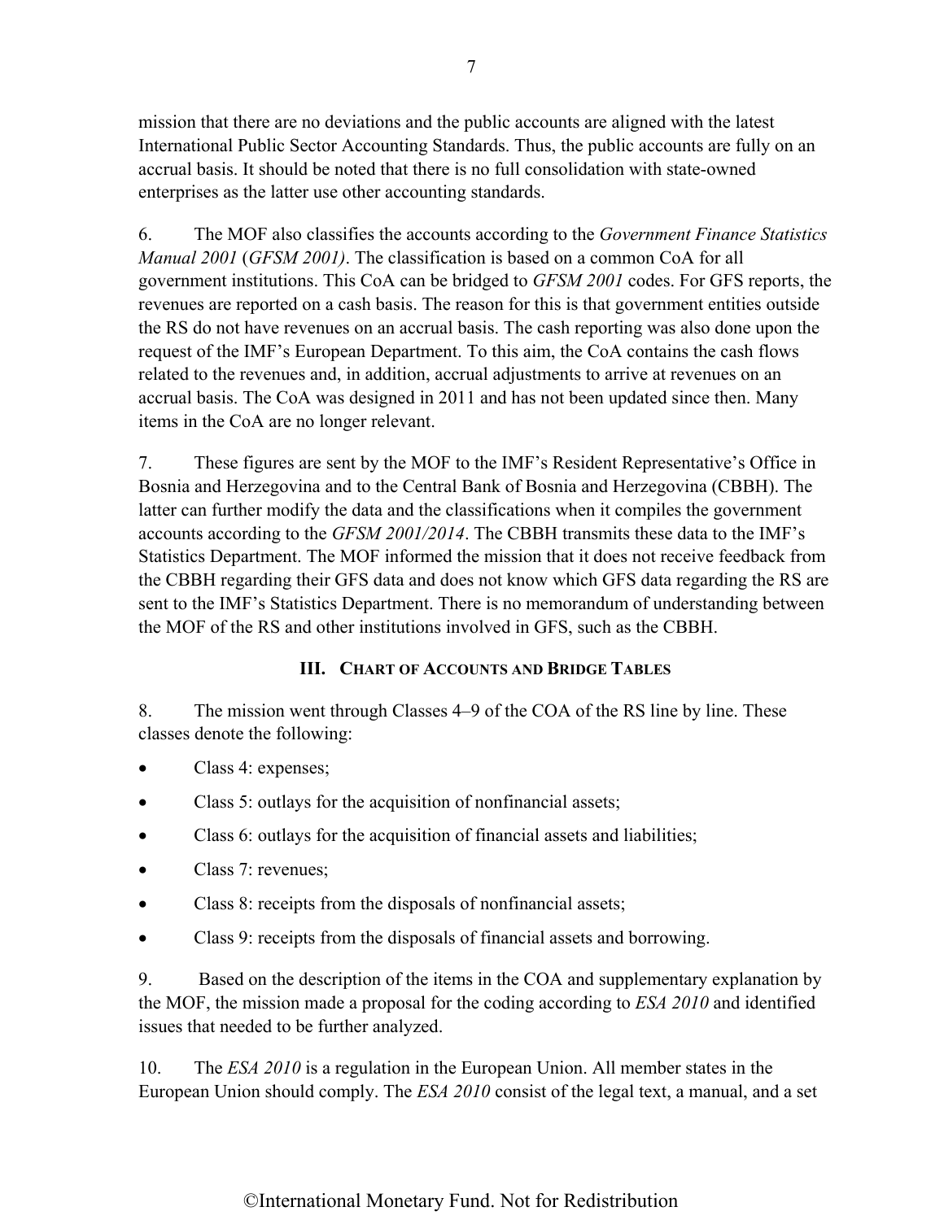mission that there are no deviations and the public accounts are aligned with the latest International Public Sector Accounting Standards. Thus, the public accounts are fully on an accrual basis. It should be noted that there is no full consolidation with state-owned enterprises as the latter use other accounting standards.

6. The MOF also classifies the accounts according to the *Government Finance Statistics Manual 2001* (*GFSM 2001)*. The classification is based on a common CoA for all government institutions. This CoA can be bridged to *GFSM 2001* codes. For GFS reports, the revenues are reported on a cash basis. The reason for this is that government entities outside the RS do not have revenues on an accrual basis. The cash reporting was also done upon the request of the IMF's European Department. To this aim, the CoA contains the cash flows related to the revenues and, in addition, accrual adjustments to arrive at revenues on an accrual basis. The CoA was designed in 2011 and has not been updated since then. Many items in the CoA are no longer relevant.

7. These figures are sent by the MOF to the IMF's Resident Representative's Office in Bosnia and Herzegovina and to the Central Bank of Bosnia and Herzegovina (CBBH). The latter can further modify the data and the classifications when it compiles the government accounts according to the *GFSM 2001/2014*. The CBBH transmits these data to the IMF's Statistics Department. The MOF informed the mission that it does not receive feedback from the CBBH regarding their GFS data and does not know which GFS data regarding the RS are sent to the IMF's Statistics Department. There is no memorandum of understanding between the MOF of the RS and other institutions involved in GFS, such as the CBBH.

## III. Chart of Accounts and Bridge Tables

8. The mission went through Classes 4–9 of the COA of the RS line by line. These classes denote the following:

- Class 4: expenses;
- Class 5: outlays for the acquisition of nonfinancial assets;
- Class 6: outlays for the acquisition of financial assets and liabilities;
- Class 7: revenues;
- Class 8: receipts from the disposals of nonfinancial assets;
- Class 9: receipts from the disposals of financial assets and borrowing.

9. Based on the description of the items in the COA and supplementary explanation by the MOF, the mission made a proposal for the coding according to *ESA 2010* and identified issues that needed to be further analyzed.

10. The *ESA 2010* is a regulation in the European Union. All member states in the European Union should comply. The *ESA 2010* consist of the legal text, a manual, and a set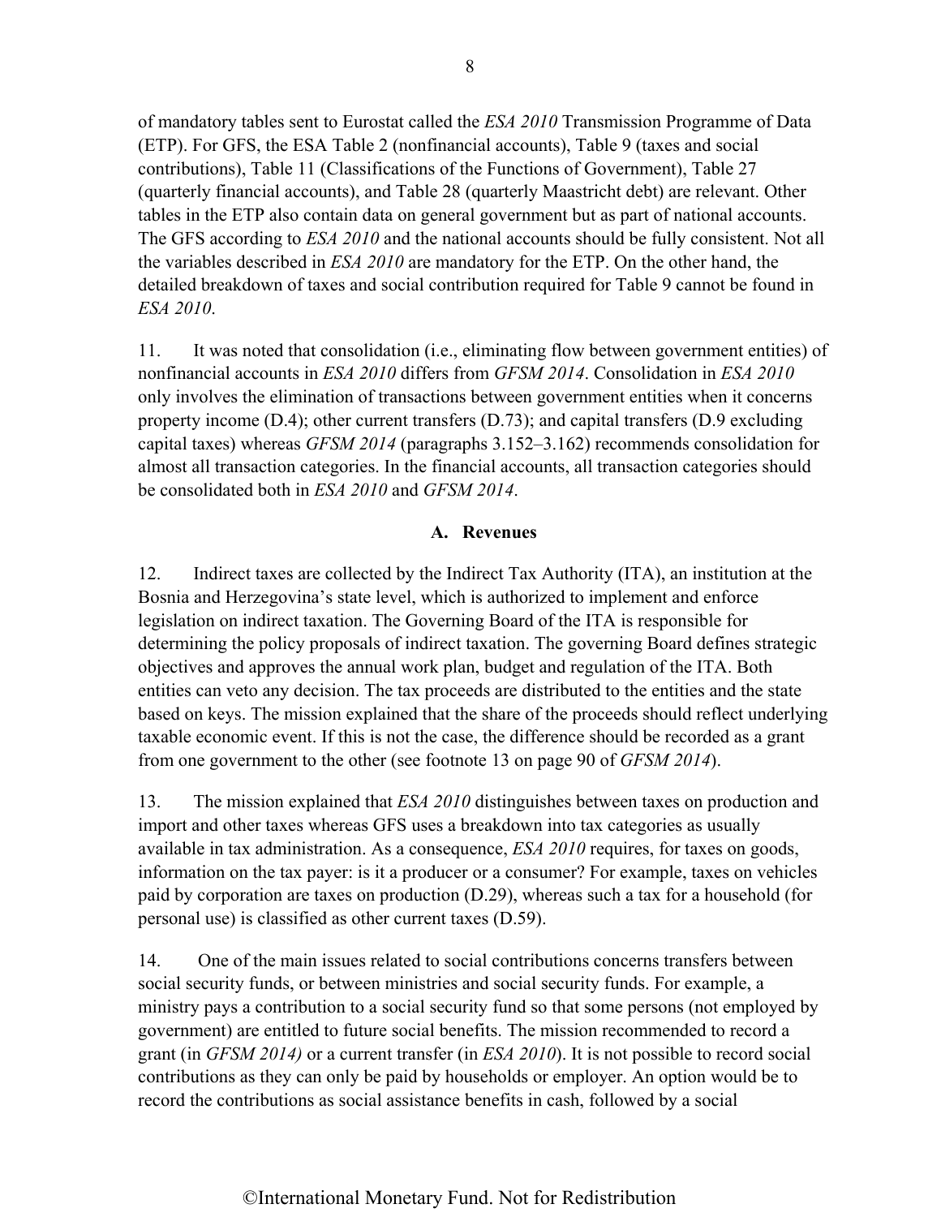of mandatory tables sent to Eurostat called the *ESA 2010* Transmission Programme of Data (ETP). For GFS, the ESA Table 2 (nonfinancial accounts), Table 9 (taxes and social contributions), Table 11 (Classifications of the Functions of Government), Table 27 (quarterly financial accounts), and Table 28 (quarterly Maastricht debt) are relevant. Other tables in the ETP also contain data on general government but as part of national accounts. The GFS according to *ESA 2010* and the national accounts should be fully consistent. Not all the variables described in *ESA 2010* are mandatory for the ETP. On the other hand, the detailed breakdown of taxes and social contribution required for Table 9 cannot be found in *ESA 2010*.

11. It was noted that consolidation (i.e., eliminating flow between government entities) of nonfinancial accounts in *ESA 2010* differs from *GFSM 2014*. Consolidation in *ESA 2010* only involves the elimination of transactions between government entities when it concerns property income (D.4); other current transfers (D.73); and capital transfers (D.9 excluding capital taxes) whereas *GFSM 2014* (paragraphs 3.152–3.162) recommends consolidation for almost all transaction categories. In the financial accounts, all transaction categories should be consolidated both in *ESA 2010* and *GFSM 2014*.

### A. Revenues

12. Indirect taxes are collected by the Indirect Tax Authority (ITA), an institution at the Bosnia and Herzegovina's state level, which is authorized to implement and enforce legislation on indirect taxation. The Governing Board of the ITA is responsible for determining the policy proposals of indirect taxation. The governing Board defines strategic objectives and approves the annual work plan, budget and regulation of the ITA. Both entities can veto any decision. The tax proceeds are distributed to the entities and the state based on keys. The mission explained that the share of the proceeds should reflect underlying taxable economic event. If this is not the case, the difference should be recorded as a grant from one government to the other (see footnote 13 on page 90 of *GFSM 2014*).

13. The mission explained that *ESA 2010* distinguishes between taxes on production and import and other taxes whereas GFS uses a breakdown into tax categories as usually available in tax administration. As a consequence, *ESA 2010* requires, for taxes on goods, information on the tax payer: is it a producer or a consumer? For example, taxes on vehicles paid by corporation are taxes on production (D.29), whereas such a tax for a household (for personal use) is classified as other current taxes (D.59).

14. One of the main issues related to social contributions concerns transfers between social security funds, or between ministries and social security funds. For example, a ministry pays a contribution to a social security fund so that some persons (not employed by government) are entitled to future social benefits. The mission recommended to record a grant (in *GFSM 2014)* or a current transfer (in *ESA 2010*). It is not possible to record social contributions as they can only be paid by households or employer. An option would be to record the contributions as social assistance benefits in cash, followed by a social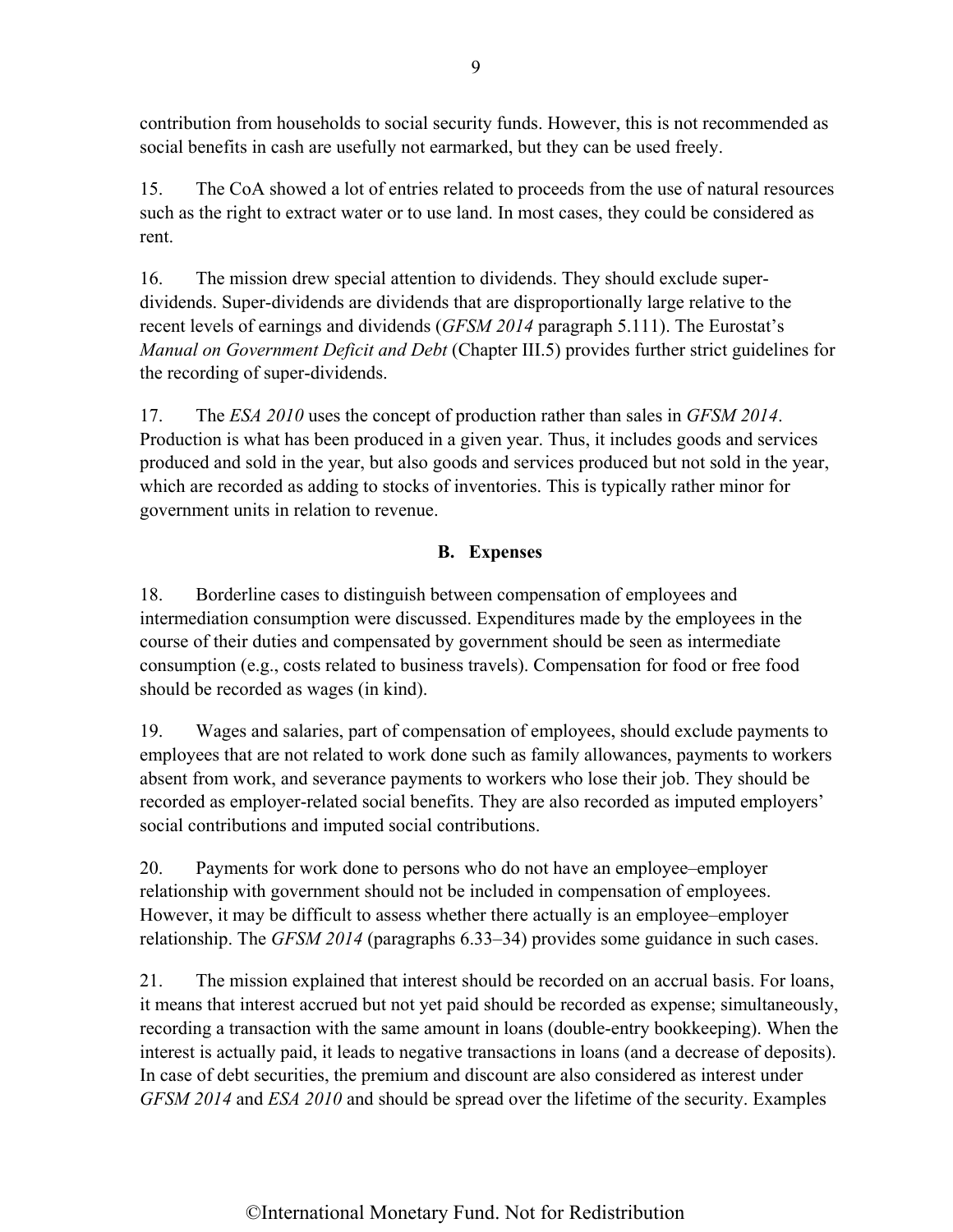contribution from households to social security funds. However, this is not recommended as social benefits in cash are usefully not earmarked, but they can be used freely.

15. The CoA showed a lot of entries related to proceeds from the use of natural resources such as the right to extract water or to use land. In most cases, they could be considered as rent.

16. The mission drew special attention to dividends. They should exclude super-dividends. Super-dividends are dividends that are disproportionally large relative to the recent levels of earnings and dividends (*GFSM 2014* paragraph 5.111). The Eurostat's *Manual on Government Deficit and Debt* (Chapter III.5) provides further strict guidelines for the recording of super-dividends.

17. The *ESA 2010* uses the concept of production rather than sales in *GFSM 2014*. Production is what has been produced in a given year. Thus, it includes goods and services produced and sold in the year, but also goods and services produced but not sold in the year, which are recorded as adding to stocks of inventories. This is typically rather minor for government units in relation to revenue.

## B. Expenses

18. Borderline cases to distinguish between compensation of employees and intermediation consumption were discussed. Expenditures made by the employees in the course of their duties and compensated by government should be seen as intermediate consumption (e.g., costs related to business travels). Compensation for food or free food should be recorded as wages (in kind).

19. Wages and salaries, part of compensation of employees, should exclude payments to employees that are not related to work done such as family allowances, payments to workers absent from work, and severance payments to workers who lose their job. They should be recorded as employer-related social benefits. They are also recorded as imputed employers' social contributions and imputed social contributions.

20. Payments for work done to persons who do not have an employee–employer relationship with government should not be included in compensation of employees. However, it may be difficult to assess whether there actually is an employee–employer relationship. The *GFSM 2014* (paragraphs 6.33–34) provides some guidance in such cases.

21. The mission explained that interest should be recorded on an accrual basis. For loans, it means that interest accrued but not yet paid should be recorded as expense; simultaneously, recording a transaction with the same amount in loans (double-entry bookkeeping). When the interest is actually paid, it leads to negative transactions in loans (and a decrease of deposits). In case of debt securities, the premium and discount are also considered as interest under *GFSM 2014* and *ESA 2010* and should be spread over the lifetime of the security. Examples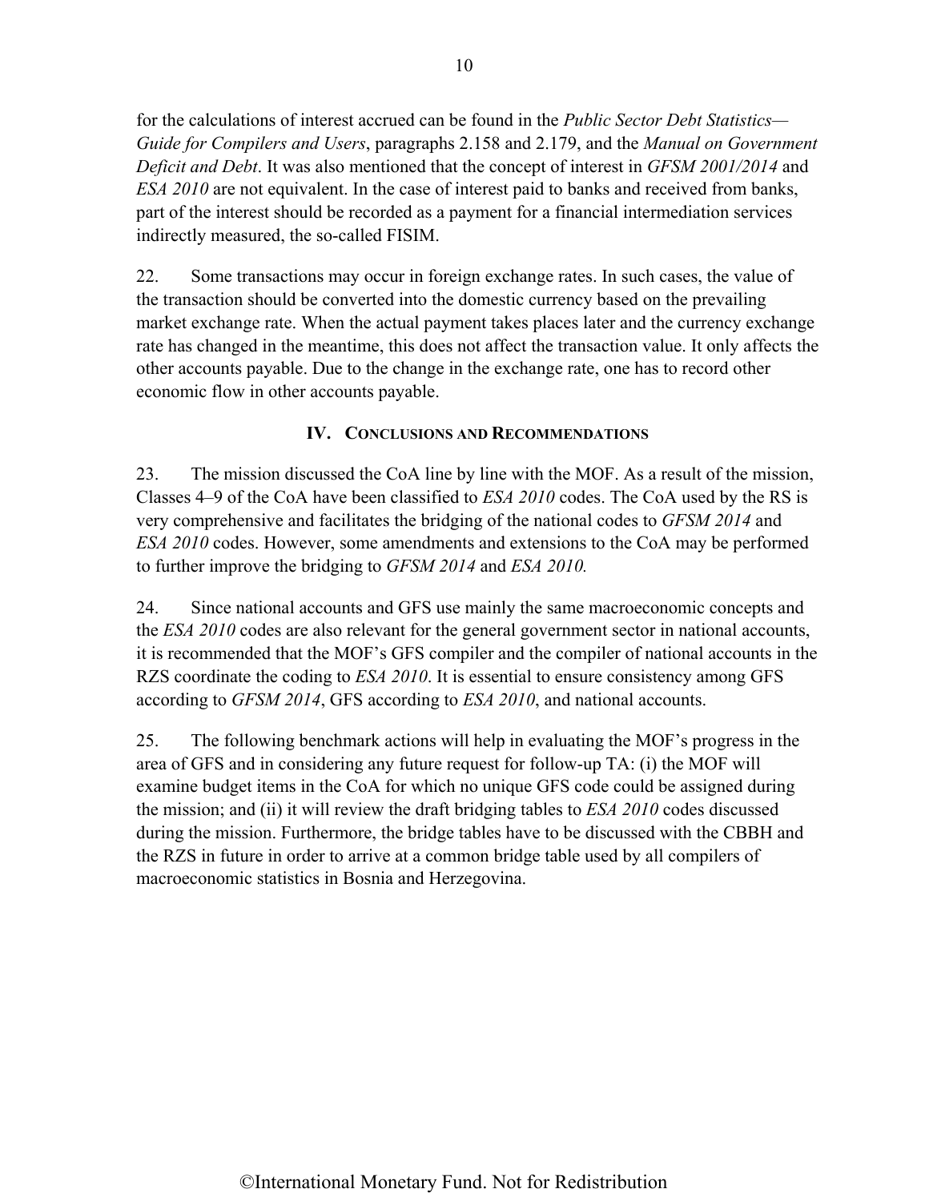for the calculations of interest accrued can be found in the *Public Sector Debt Statistics—Guide for Compilers and Users*, paragraphs 2.158 and 2.179, and the *Manual on Government Deficit and Debt*. It was also mentioned that the concept of interest in *GFSM 2001/2014* and *ESA 2010* are not equivalent. In the case of interest paid to banks and received from banks, part of the interest should be recorded as a payment for a financial intermediation services indirectly measured, the so-called FISIM.

22. Some transactions may occur in foreign exchange rates. In such cases, the value of the transaction should be converted into the domestic currency based on the prevailing market exchange rate. When the actual payment takes places later and the currency exchange rate has changed in the meantime, this does not affect the transaction value. It only affects the other accounts payable. Due to the change in the exchange rate, one has to record other economic flow in other accounts payable.

## IV. Conclusions and Recommendations

23. The mission discussed the CoA line by line with the MOF. As a result of the mission, Classes 4–9 of the CoA have been classified to *ESA 2010* codes. The CoA used by the RS is very comprehensive and facilitates the bridging of the national codes to *GFSM 2014* and *ESA 2010* codes. However, some amendments and extensions to the CoA may be performed to further improve the bridging to *GFSM 2014* and *ESA 2010.*

24. Since national accounts and GFS use mainly the same macroeconomic concepts and the *ESA 2010* codes are also relevant for the general government sector in national accounts, it is recommended that the MOF's GFS compiler and the compiler of national accounts in the RZS coordinate the coding to *ESA 2010*. It is essential to ensure consistency among GFS according to *GFSM 2014*, GFS according to *ESA 2010*, and national accounts.

25. The following benchmark actions will help in evaluating the MOF's progress in the area of GFS and in considering any future request for follow-up TA: (i) the MOF will examine budget items in the CoA for which no unique GFS code could be assigned during the mission; and (ii) it will review the draft bridging tables to *ESA 2010* codes discussed during the mission. Furthermore, the bridge tables have to be discussed with the CBBH and the RZS in future in order to arrive at a common bridge table used by all compilers of macroeconomic statistics in Bosnia and Herzegovina.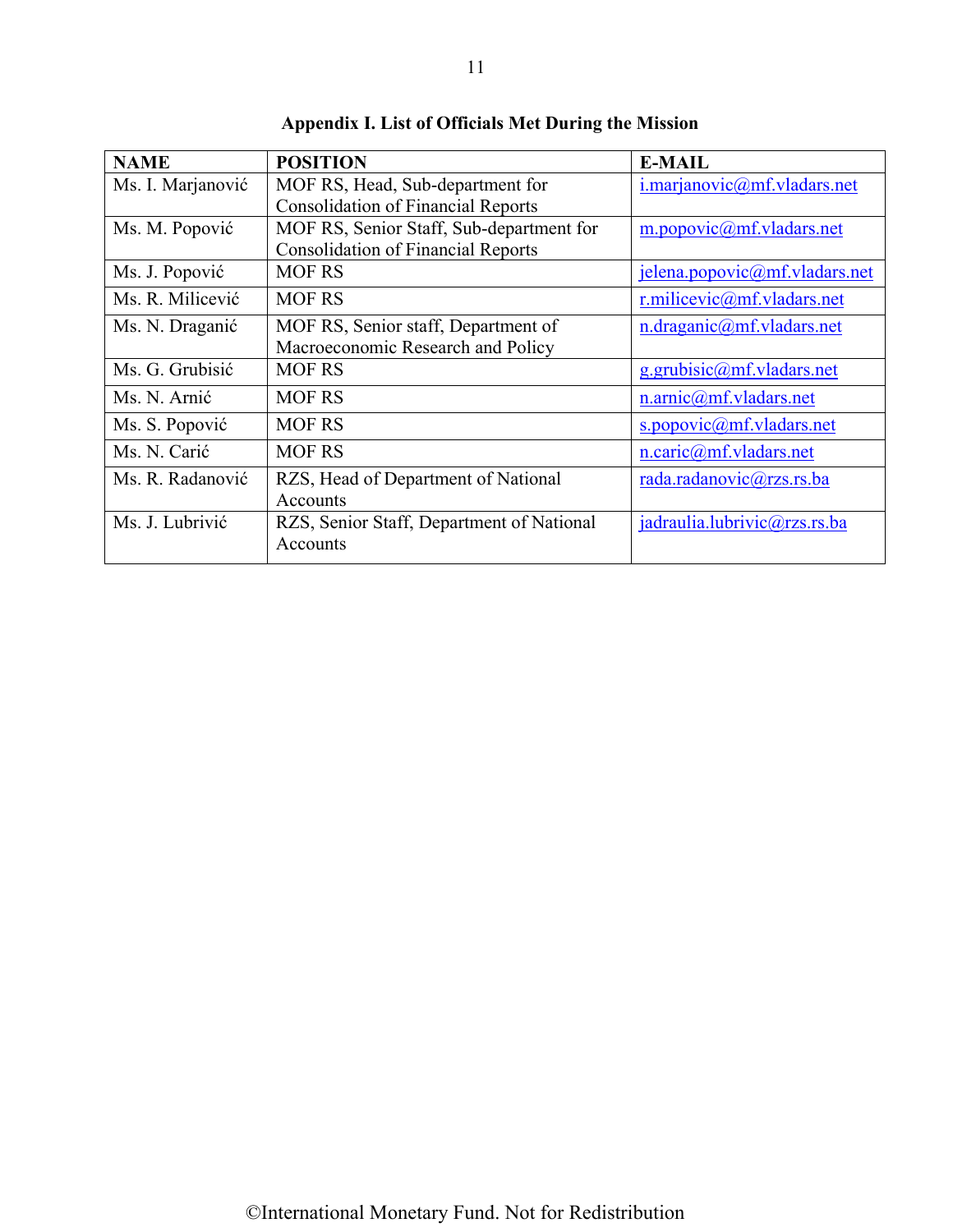**Appendix I. List of Officials Met During the Mission**

| NAME | POSITION | E-MAIL |
|---|---|---|
| Ms. I. Marjanović | MOF RS, Head, Sub-department for Consolidation of Financial Reports | i.marjanovic@mf.vladars.net |
| Ms. M. Popović | MOF RS, Senior Staff, Sub-department for Consolidation of Financial Reports | m.popovic@mf.vladars.net |
| Ms. J. Popović | MOF RS | jelena.popovic@mf.vladars.net |
| Ms. R. Milicević | MOF RS | r.milicevic@mf.vladars.net |
| Ms. N. Draganić | MOF RS, Senior staff, Department of Macroeconomic Research and Policy | n.draganic@mf.vladars.net |
| Ms. G. Grubisić | MOF RS | g.grubisic@mf.vladars.net |
| Ms. N. Arnić | MOF RS | n.arnic@mf.vladars.net |
| Ms. S. Popović | MOF RS | s.popovic@mf.vladars.net |
| Ms. N. Carić | MOF RS | n.caric@mf.vladars.net |
| Ms. R. Radanović | RZS, Head of Department of National Accounts | rada.radanovic@rzs.rs.ba |
| Ms. J. Lubrivić | RZS, Senior Staff, Department of National Accounts | jadraulia.lubrivic@rzs.rs.ba |

©International Monetary Fund. Not for Redistribution